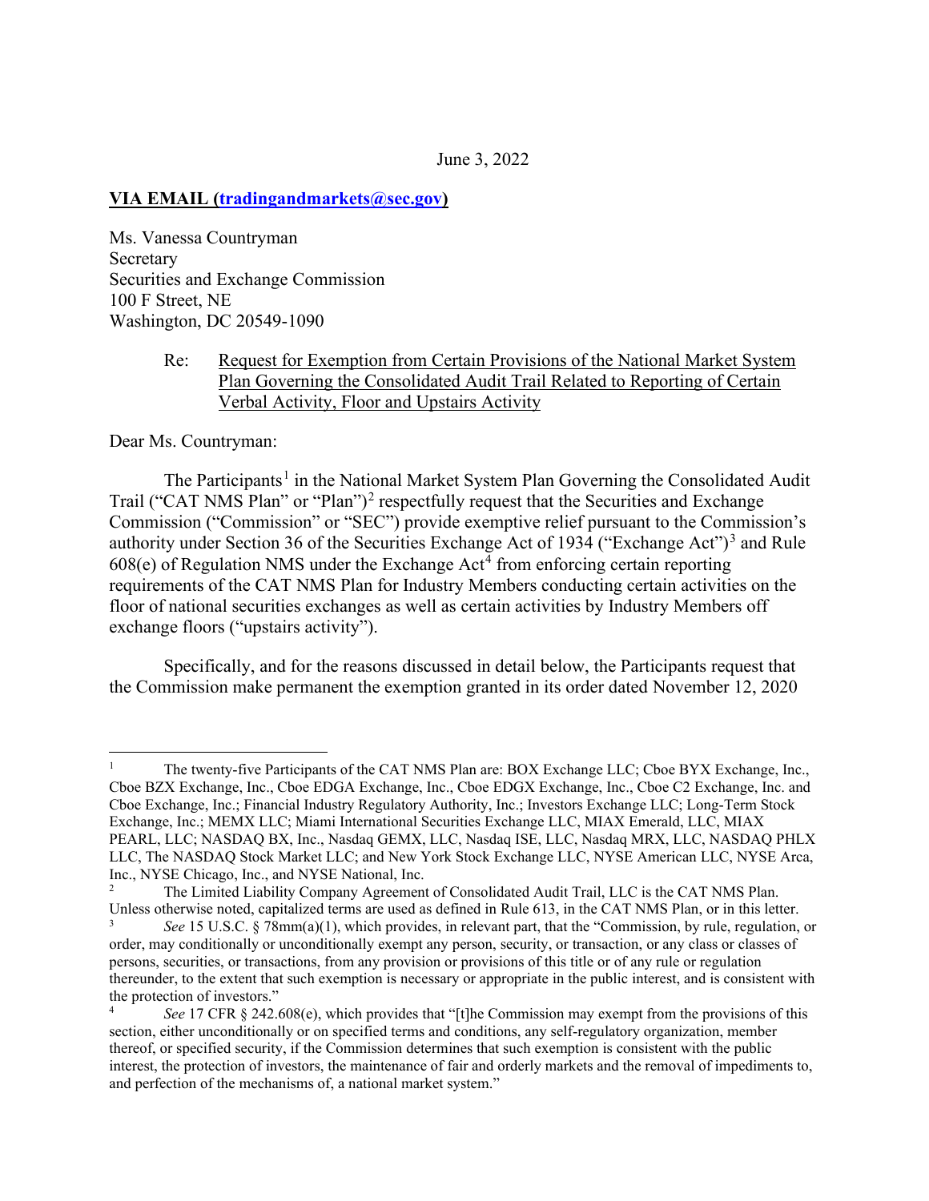June 3, 2022

**VIA EMAIL (tradingandmarkets@sec.gov)**

Ms. Vanessa Countryman
Secretary
Securities and Exchange Commission
100 F Street, NE
Washington, DC 20549-1090

Re: Request for Exemption from Certain Provisions of the National Market System Plan Governing the Consolidated Audit Trail Related to Reporting of Certain Verbal Activity, Floor and Upstairs Activity

Dear Ms. Countryman:

The Participants[1] in the National Market System Plan Governing the Consolidated Audit Trail ("CAT NMS Plan" or "Plan")[2] respectfully request that the Securities and Exchange Commission ("Commission" or "SEC") provide exemptive relief pursuant to the Commission's authority under Section 36 of the Securities Exchange Act of 1934 ("Exchange Act")[3] and Rule 608(e) of Regulation NMS under the Exchange Act[4] from enforcing certain reporting requirements of the CAT NMS Plan for Industry Members conducting certain activities on the floor of national securities exchanges as well as certain activities by Industry Members off exchange floors ("upstairs activity").

Specifically, and for the reasons discussed in detail below, the Participants request that the Commission make permanent the exemption granted in its order dated November 12, 2020

---

[1] The twenty-five Participants of the CAT NMS Plan are: BOX Exchange LLC; Cboe BYX Exchange, Inc., Cboe BZX Exchange, Inc., Cboe EDGA Exchange, Inc., Cboe EDGX Exchange, Inc., Cboe C2 Exchange, Inc. and Cboe Exchange, Inc.; Financial Industry Regulatory Authority, Inc.; Investors Exchange LLC; Long-Term Stock Exchange, Inc.; MEMX LLC; Miami International Securities Exchange LLC, MIAX Emerald, LLC, MIAX PEARL, LLC; NASDAQ BX, Inc., Nasdaq GEMX, LLC, Nasdaq ISE, LLC, Nasdaq MRX, LLC, NASDAQ PHLX LLC, The NASDAQ Stock Market LLC; and New York Stock Exchange LLC, NYSE American LLC, NYSE Arca, Inc., NYSE Chicago, Inc., and NYSE National, Inc.

[2] The Limited Liability Company Agreement of Consolidated Audit Trail, LLC is the CAT NMS Plan. Unless otherwise noted, capitalized terms are used as defined in Rule 613, in the CAT NMS Plan, or in this letter.

[3] *See* 15 U.S.C. § 78mm(a)(1), which provides, in relevant part, that the "Commission, by rule, regulation, or order, may conditionally or unconditionally exempt any person, security, or transaction, or any class or classes of persons, securities, or transactions, from any provision or provisions of this title or of any rule or regulation thereunder, to the extent that such exemption is necessary or appropriate in the public interest, and is consistent with the protection of investors."

[4] *See* 17 CFR § 242.608(e), which provides that "[t]he Commission may exempt from the provisions of this section, either unconditionally or on specified terms and conditions, any self-regulatory organization, member thereof, or specified security, if the Commission determines that such exemption is consistent with the public interest, the protection of investors, the maintenance of fair and orderly markets and the removal of impediments to, and perfection of the mechanisms of, a national market system."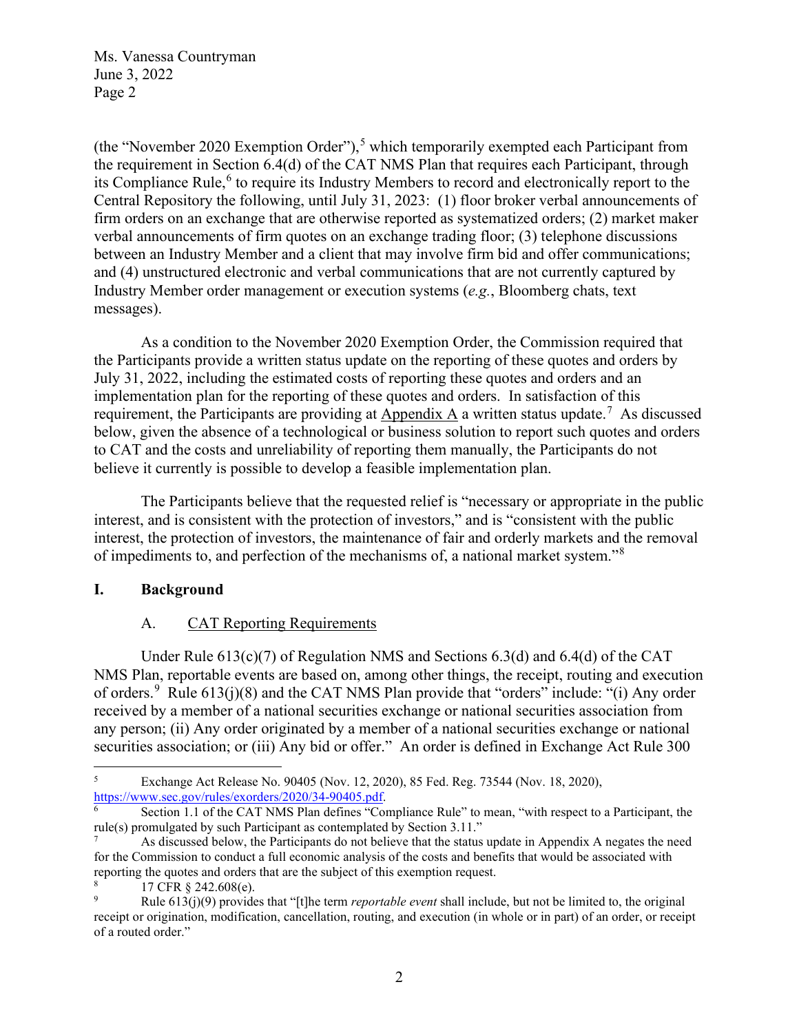(the "November 2020 Exemption Order"),[5] which temporarily exempted each Participant from the requirement in Section 6.4(d) of the CAT NMS Plan that requires each Participant, through its Compliance Rule,[6] to require its Industry Members to record and electronically report to the Central Repository the following, until July 31, 2023: (1) floor broker verbal announcements of firm orders on an exchange that are otherwise reported as systematized orders; (2) market maker verbal announcements of firm quotes on an exchange trading floor; (3) telephone discussions between an Industry Member and a client that may involve firm bid and offer communications; and (4) unstructured electronic and verbal communications that are not currently captured by Industry Member order management or execution systems (*e.g.*, Bloomberg chats, text messages).

As a condition to the November 2020 Exemption Order, the Commission required that the Participants provide a written status update on the reporting of these quotes and orders by July 31, 2022, including the estimated costs of reporting these quotes and orders and an implementation plan for the reporting of these quotes and orders. In satisfaction of this requirement, the Participants are providing at Appendix A a written status update.[7] As discussed below, given the absence of a technological or business solution to report such quotes and orders to CAT and the costs and unreliability of reporting them manually, the Participants do not believe it currently is possible to develop a feasible implementation plan.

The Participants believe that the requested relief is "necessary or appropriate in the public interest, and is consistent with the protection of investors," and is "consistent with the public interest, the protection of investors, the maintenance of fair and orderly markets and the removal of impediments to, and perfection of the mechanisms of, a national market system."[8]

## I. Background

### A. CAT Reporting Requirements

Under Rule 613(c)(7) of Regulation NMS and Sections 6.3(d) and 6.4(d) of the CAT NMS Plan, reportable events are based on, among other things, the receipt, routing and execution of orders.[9] Rule 613(j)(8) and the CAT NMS Plan provide that "orders" include: "(i) Any order received by a member of a national securities exchange or national securities association from any person; (ii) Any order originated by a member of a national securities exchange or national securities association; or (iii) Any bid or offer." An order is defined in Exchange Act Rule 300

---

[5] Exchange Act Release No. 90405 (Nov. 12, 2020), 85 Fed. Reg. 73544 (Nov. 18, 2020), https://www.sec.gov/rules/exorders/2020/34-90405.pdf.

[6] Section 1.1 of the CAT NMS Plan defines "Compliance Rule" to mean, "with respect to a Participant, the rule(s) promulgated by such Participant as contemplated by Section 3.11."

[7] As discussed below, the Participants do not believe that the status update in Appendix A negates the need for the Commission to conduct a full economic analysis of the costs and benefits that would be associated with reporting the quotes and orders that are the subject of this exemption request.

[8] 17 CFR § 242.608(e).

[9] Rule 613(j)(9) provides that "[t]he term *reportable event* shall include, but not be limited to, the original receipt or origination, modification, cancellation, routing, and execution (in whole or in part) of an order, or receipt of a routed order."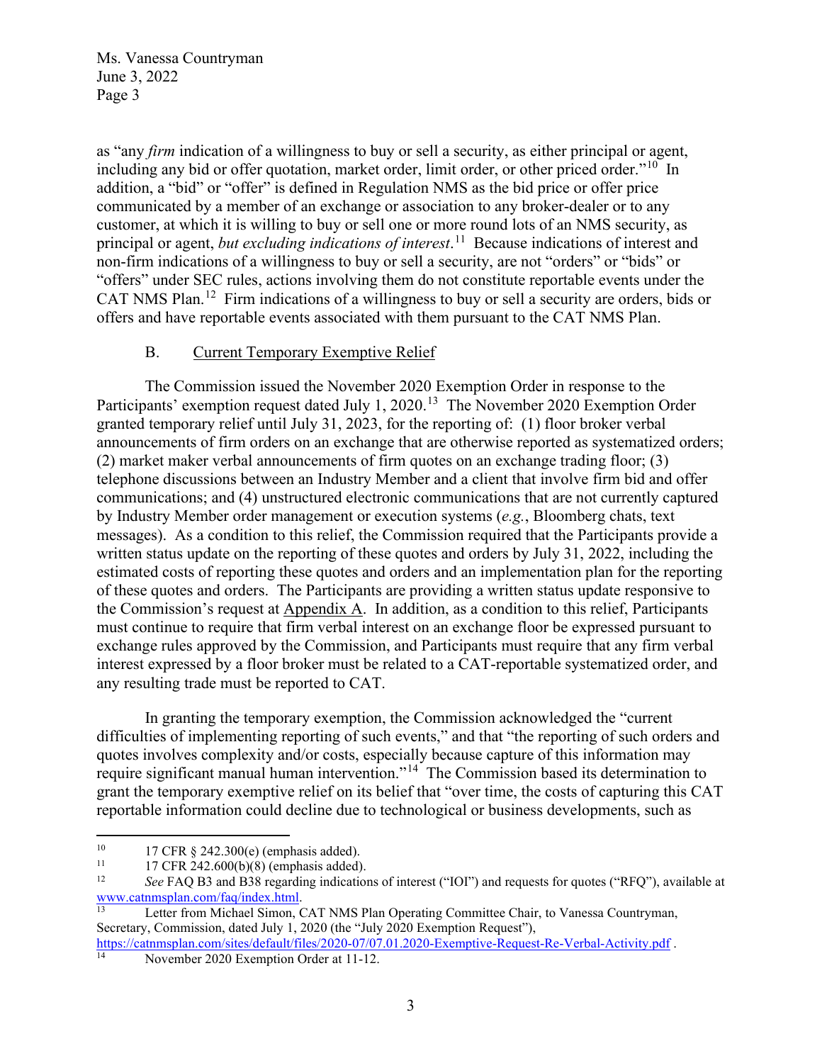as "any *firm* indication of a willingness to buy or sell a security, as either principal or agent, including any bid or offer quotation, market order, limit order, or other priced order."[10] In addition, a "bid" or "offer" is defined in Regulation NMS as the bid price or offer price communicated by a member of an exchange or association to any broker-dealer or to any customer, at which it is willing to buy or sell one or more round lots of an NMS security, as principal or agent, *but excluding indications of interest*.[11] Because indications of interest and non-firm indications of a willingness to buy or sell a security, are not "orders" or "bids" or "offers" under SEC rules, actions involving them do not constitute reportable events under the CAT NMS Plan.[12] Firm indications of a willingness to buy or sell a security are orders, bids or offers and have reportable events associated with them pursuant to the CAT NMS Plan.

### B. Current Temporary Exemptive Relief

The Commission issued the November 2020 Exemption Order in response to the Participants' exemption request dated July 1, 2020.[13] The November 2020 Exemption Order granted temporary relief until July 31, 2023, for the reporting of: (1) floor broker verbal announcements of firm orders on an exchange that are otherwise reported as systematized orders; (2) market maker verbal announcements of firm quotes on an exchange trading floor; (3) telephone discussions between an Industry Member and a client that involve firm bid and offer communications; and (4) unstructured electronic communications that are not currently captured by Industry Member order management or execution systems (*e.g.*, Bloomberg chats, text messages). As a condition to this relief, the Commission required that the Participants provide a written status update on the reporting of these quotes and orders by July 31, 2022, including the estimated costs of reporting these quotes and orders and an implementation plan for the reporting of these quotes and orders. The Participants are providing a written status update responsive to the Commission's request at Appendix A. In addition, as a condition to this relief, Participants must continue to require that firm verbal interest on an exchange floor be expressed pursuant to exchange rules approved by the Commission, and Participants must require that any firm verbal interest expressed by a floor broker must be related to a CAT-reportable systematized order, and any resulting trade must be reported to CAT.

In granting the temporary exemption, the Commission acknowledged the "current difficulties of implementing reporting of such events," and that "the reporting of such orders and quotes involves complexity and/or costs, especially because capture of this information may require significant manual human intervention."[14] The Commission based its determination to grant the temporary exemptive relief on its belief that "over time, the costs of capturing this CAT reportable information could decline due to technological or business developments, such as

---

[10] 17 CFR § 242.300(e) (emphasis added).

[11] 17 CFR 242.600(b)(8) (emphasis added).

[12] *See* FAQ B3 and B38 regarding indications of interest ("IOI") and requests for quotes ("RFQ"), available at www.catnmsplan.com/faq/index.html.

[13] Letter from Michael Simon, CAT NMS Plan Operating Committee Chair, to Vanessa Countryman, Secretary, Commission, dated July 1, 2020 (the "July 2020 Exemption Request"), https://catnmsplan.com/sites/default/files/2020-07/07.01.2020-Exemptive-Request-Re-Verbal-Activity.pdf .

[14] November 2020 Exemption Order at 11-12.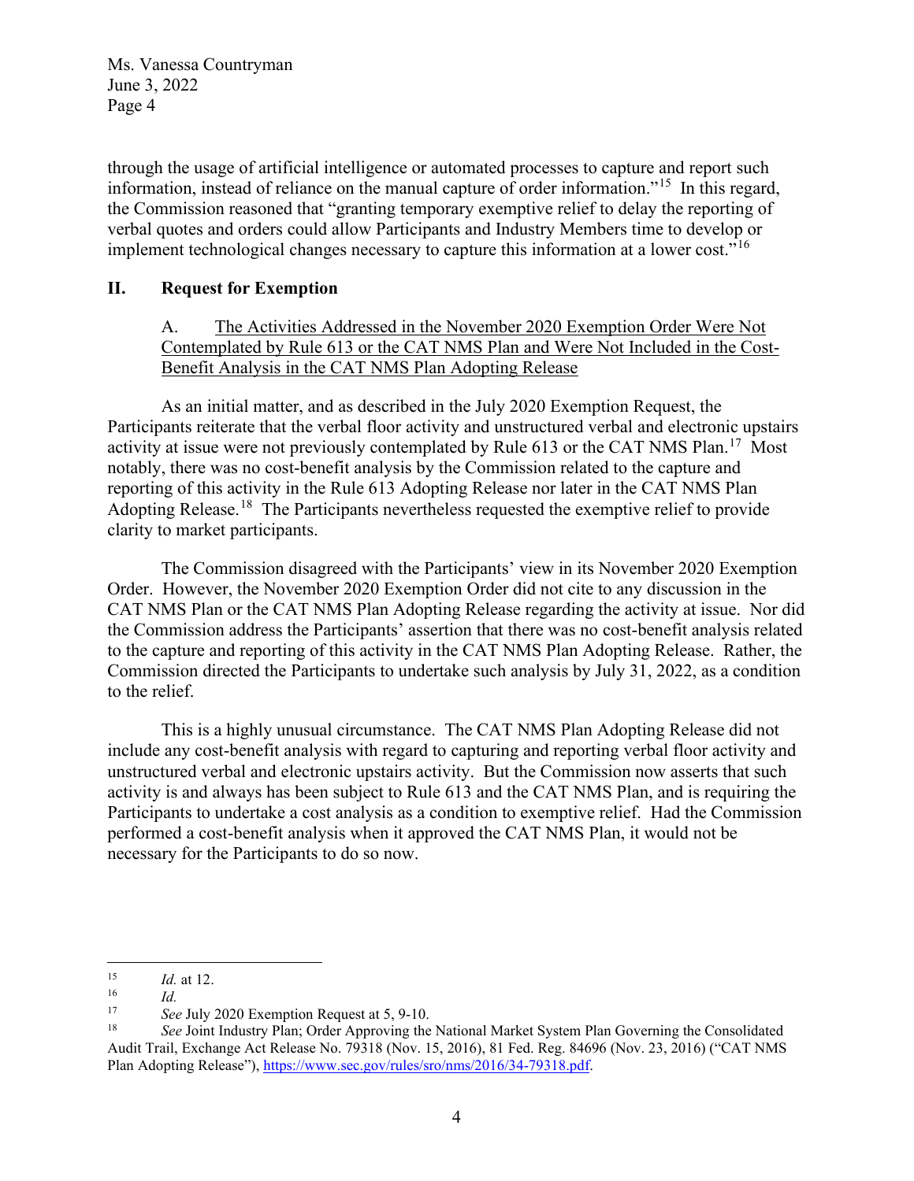through the usage of artificial intelligence or automated processes to capture and report such information, instead of reliance on the manual capture of order information."[15] In this regard, the Commission reasoned that "granting temporary exemptive relief to delay the reporting of verbal quotes and orders could allow Participants and Industry Members time to develop or implement technological changes necessary to capture this information at a lower cost."[16]

## II. Request for Exemption

### A. The Activities Addressed in the November 2020 Exemption Order Were Not Contemplated by Rule 613 or the CAT NMS Plan and Were Not Included in the Cost-Benefit Analysis in the CAT NMS Plan Adopting Release

As an initial matter, and as described in the July 2020 Exemption Request, the Participants reiterate that the verbal floor activity and unstructured verbal and electronic upstairs activity at issue were not previously contemplated by Rule 613 or the CAT NMS Plan.[17] Most notably, there was no cost-benefit analysis by the Commission related to the capture and reporting of this activity in the Rule 613 Adopting Release nor later in the CAT NMS Plan Adopting Release.[18] The Participants nevertheless requested the exemptive relief to provide clarity to market participants.

The Commission disagreed with the Participants' view in its November 2020 Exemption Order. However, the November 2020 Exemption Order did not cite to any discussion in the CAT NMS Plan or the CAT NMS Plan Adopting Release regarding the activity at issue. Nor did the Commission address the Participants' assertion that there was no cost-benefit analysis related to the capture and reporting of this activity in the CAT NMS Plan Adopting Release. Rather, the Commission directed the Participants to undertake such analysis by July 31, 2022, as a condition to the relief.

This is a highly unusual circumstance. The CAT NMS Plan Adopting Release did not include any cost-benefit analysis with regard to capturing and reporting verbal floor activity and unstructured verbal and electronic upstairs activity. But the Commission now asserts that such activity is and always has been subject to Rule 613 and the CAT NMS Plan, and is requiring the Participants to undertake a cost analysis as a condition to exemptive relief. Had the Commission performed a cost-benefit analysis when it approved the CAT NMS Plan, it would not be necessary for the Participants to do so now.

---

[15] *Id.* at 12.

[16] *Id.*

[17] *See* July 2020 Exemption Request at 5, 9-10.

[18] *See* Joint Industry Plan; Order Approving the National Market System Plan Governing the Consolidated Audit Trail, Exchange Act Release No. 79318 (Nov. 15, 2016), 81 Fed. Reg. 84696 (Nov. 23, 2016) ("CAT NMS Plan Adopting Release"), https://www.sec.gov/rules/sro/nms/2016/34-79318.pdf.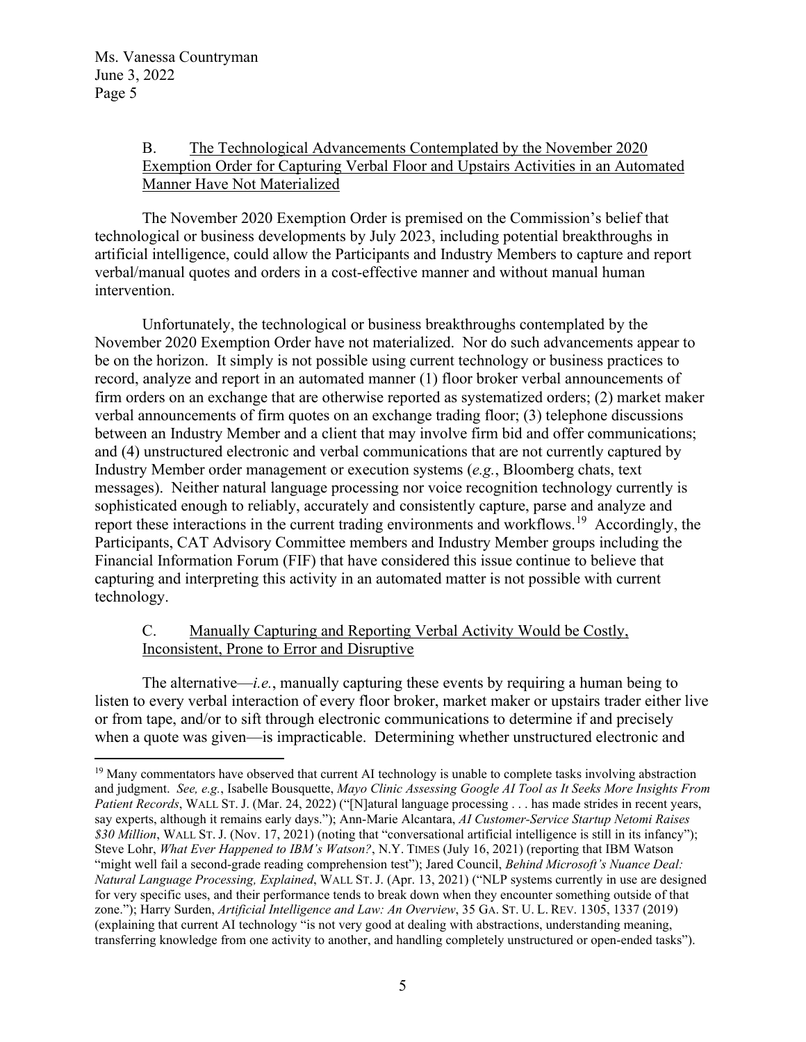### B. The Technological Advancements Contemplated by the November 2020 Exemption Order for Capturing Verbal Floor and Upstairs Activities in an Automated Manner Have Not Materialized

The November 2020 Exemption Order is premised on the Commission's belief that technological or business developments by July 2023, including potential breakthroughs in artificial intelligence, could allow the Participants and Industry Members to capture and report verbal/manual quotes and orders in a cost-effective manner and without manual human intervention.

Unfortunately, the technological or business breakthroughs contemplated by the November 2020 Exemption Order have not materialized. Nor do such advancements appear to be on the horizon. It simply is not possible using current technology or business practices to record, analyze and report in an automated manner (1) floor broker verbal announcements of firm orders on an exchange that are otherwise reported as systematized orders; (2) market maker verbal announcements of firm quotes on an exchange trading floor; (3) telephone discussions between an Industry Member and a client that may involve firm bid and offer communications; and (4) unstructured electronic and verbal communications that are not currently captured by Industry Member order management or execution systems (*e.g.*, Bloomberg chats, text messages). Neither natural language processing nor voice recognition technology currently is sophisticated enough to reliably, accurately and consistently capture, parse and analyze and report these interactions in the current trading environments and workflows.[19] Accordingly, the Participants, CAT Advisory Committee members and Industry Member groups including the Financial Information Forum (FIF) that have considered this issue continue to believe that capturing and interpreting this activity in an automated matter is not possible with current technology.

### C. Manually Capturing and Reporting Verbal Activity Would be Costly, Inconsistent, Prone to Error and Disruptive

The alternative—*i.e.*, manually capturing these events by requiring a human being to listen to every verbal interaction of every floor broker, market maker or upstairs trader either live or from tape, and/or to sift through electronic communications to determine if and precisely when a quote was given—is impracticable. Determining whether unstructured electronic and

---

[19] Many commentators have observed that current AI technology is unable to complete tasks involving abstraction and judgment. *See, e.g.*, Isabelle Bousquette, *Mayo Clinic Assessing Google AI Tool as It Seeks More Insights From Patient Records*, WALL ST. J. (Mar. 24, 2022) ("[N]atural language processing . . . has made strides in recent years, say experts, although it remains early days."); Ann-Marie Alcantara, *AI Customer-Service Startup Netomi Raises $30 Million*, WALL ST. J. (Nov. 17, 2021) (noting that "conversational artificial intelligence is still in its infancy"); Steve Lohr, *What Ever Happened to IBM's Watson?*, N.Y. TIMES (July 16, 2021) (reporting that IBM Watson "might well fail a second-grade reading comprehension test"); Jared Council, *Behind Microsoft's Nuance Deal: Natural Language Processing, Explained*, WALL ST. J. (Apr. 13, 2021) ("NLP systems currently in use are designed for very specific uses, and their performance tends to break down when they encounter something outside of that zone."); Harry Surden, *Artificial Intelligence and Law: An Overview*, 35 GA. ST. U. L. REV. 1305, 1337 (2019) (explaining that current AI technology "is not very good at dealing with abstractions, understanding meaning, transferring knowledge from one activity to another, and handling completely unstructured or open-ended tasks").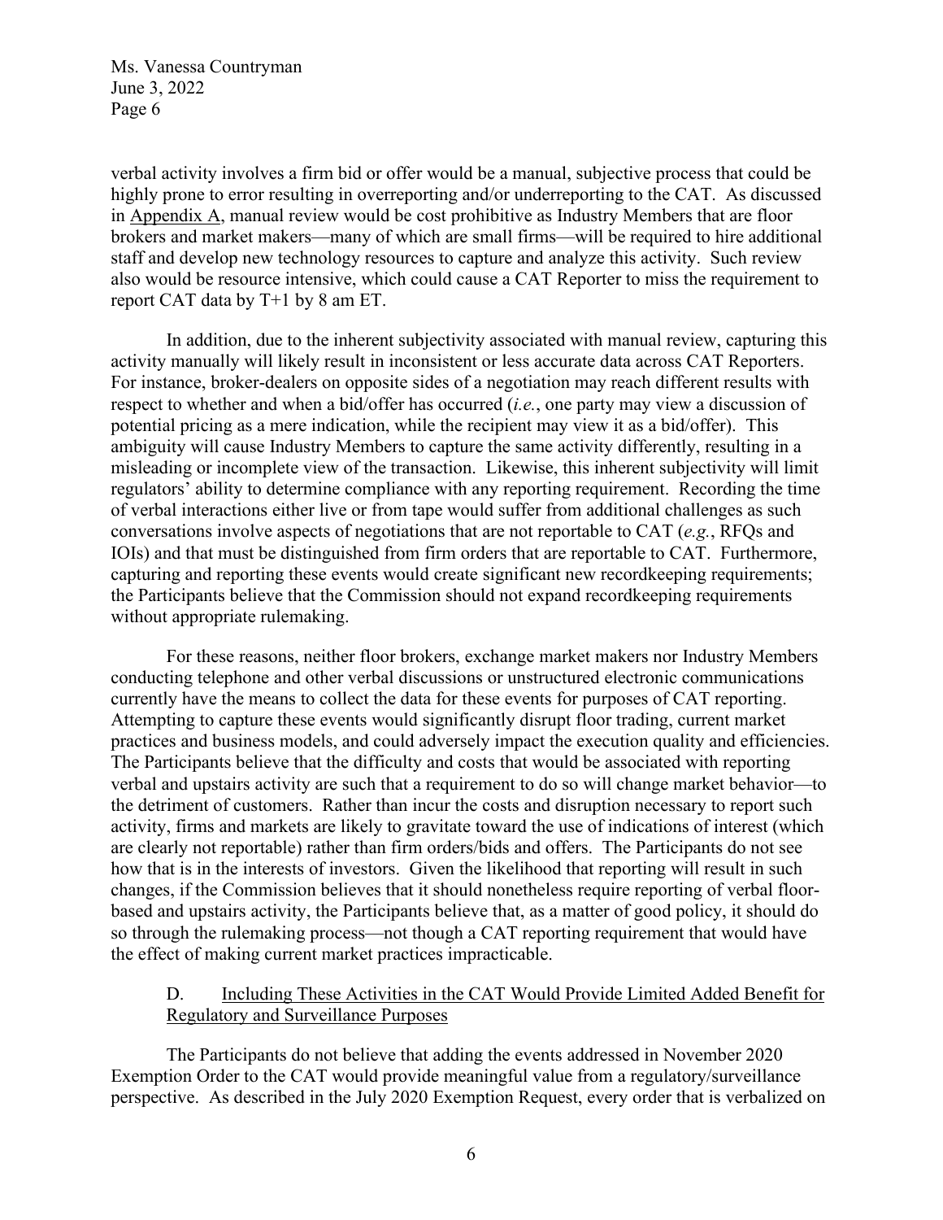verbal activity involves a firm bid or offer would be a manual, subjective process that could be highly prone to error resulting in overreporting and/or underreporting to the CAT. As discussed in Appendix A, manual review would be cost prohibitive as Industry Members that are floor brokers and market makers—many of which are small firms—will be required to hire additional staff and develop new technology resources to capture and analyze this activity. Such review also would be resource intensive, which could cause a CAT Reporter to miss the requirement to report CAT data by T+1 by 8 am ET.

In addition, due to the inherent subjectivity associated with manual review, capturing this activity manually will likely result in inconsistent or less accurate data across CAT Reporters. For instance, broker-dealers on opposite sides of a negotiation may reach different results with respect to whether and when a bid/offer has occurred (*i.e.*, one party may view a discussion of potential pricing as a mere indication, while the recipient may view it as a bid/offer). This ambiguity will cause Industry Members to capture the same activity differently, resulting in a misleading or incomplete view of the transaction. Likewise, this inherent subjectivity will limit regulators' ability to determine compliance with any reporting requirement. Recording the time of verbal interactions either live or from tape would suffer from additional challenges as such conversations involve aspects of negotiations that are not reportable to CAT (*e.g.*, RFQs and IOIs) and that must be distinguished from firm orders that are reportable to CAT. Furthermore, capturing and reporting these events would create significant new recordkeeping requirements; the Participants believe that the Commission should not expand recordkeeping requirements without appropriate rulemaking.

For these reasons, neither floor brokers, exchange market makers nor Industry Members conducting telephone and other verbal discussions or unstructured electronic communications currently have the means to collect the data for these events for purposes of CAT reporting. Attempting to capture these events would significantly disrupt floor trading, current market practices and business models, and could adversely impact the execution quality and efficiencies. The Participants believe that the difficulty and costs that would be associated with reporting verbal and upstairs activity are such that a requirement to do so will change market behavior—to the detriment of customers. Rather than incur the costs and disruption necessary to report such activity, firms and markets are likely to gravitate toward the use of indications of interest (which are clearly not reportable) rather than firm orders/bids and offers. The Participants do not see how that is in the interests of investors. Given the likelihood that reporting will result in such changes, if the Commission believes that it should nonetheless require reporting of verbal floor-based and upstairs activity, the Participants believe that, as a matter of good policy, it should do so through the rulemaking process—not though a CAT reporting requirement that would have the effect of making current market practices impracticable.

### D. Including These Activities in the CAT Would Provide Limited Added Benefit for Regulatory and Surveillance Purposes

The Participants do not believe that adding the events addressed in November 2020 Exemption Order to the CAT would provide meaningful value from a regulatory/surveillance perspective. As described in the July 2020 Exemption Request, every order that is verbalized on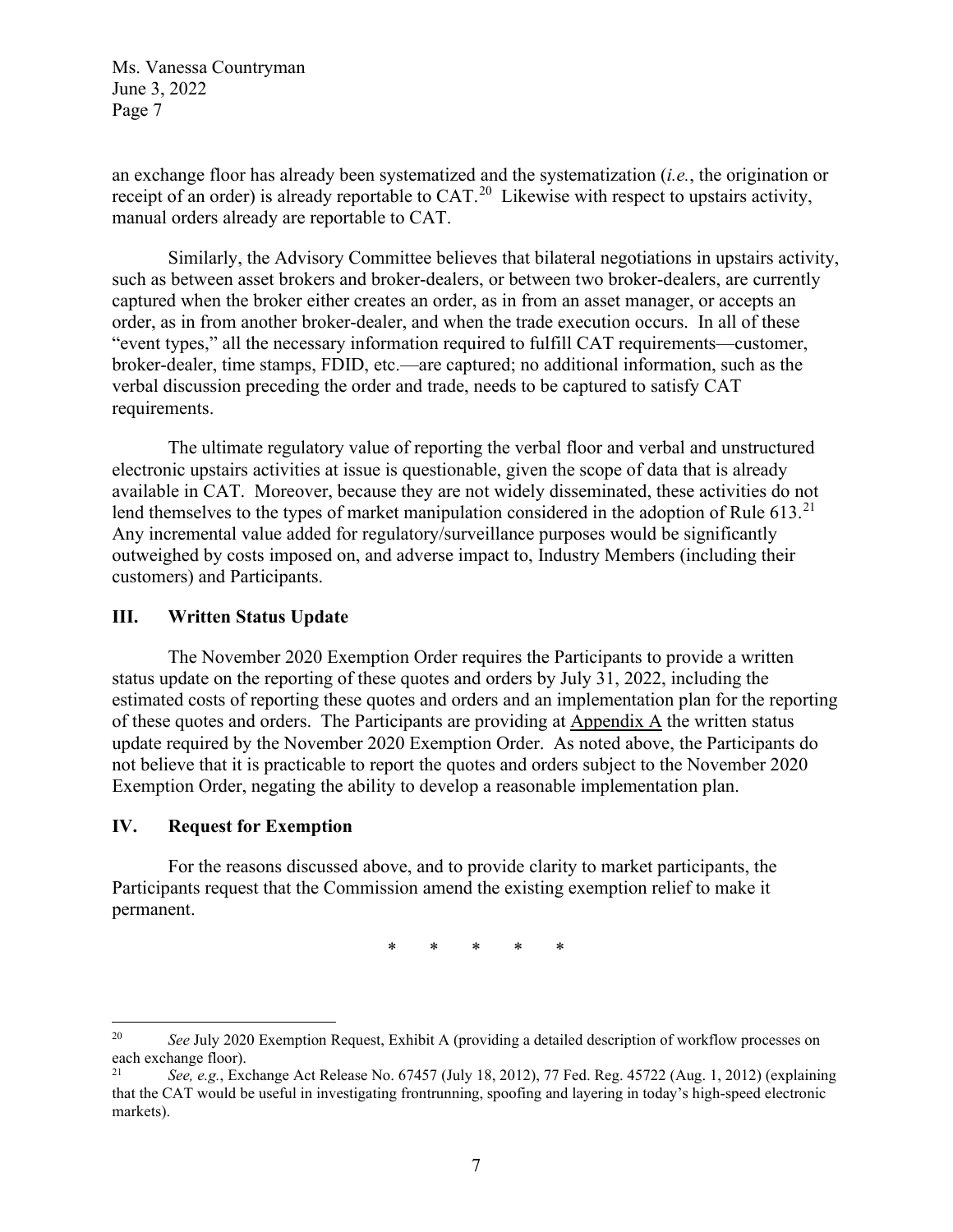an exchange floor has already been systematized and the systematization (*i.e.*, the origination or receipt of an order) is already reportable to CAT.[20] Likewise with respect to upstairs activity, manual orders already are reportable to CAT.

Similarly, the Advisory Committee believes that bilateral negotiations in upstairs activity, such as between asset brokers and broker-dealers, or between two broker-dealers, are currently captured when the broker either creates an order, as in from an asset manager, or accepts an order, as in from another broker-dealer, and when the trade execution occurs. In all of these "event types," all the necessary information required to fulfill CAT requirements—customer, broker-dealer, time stamps, FDID, etc.—are captured; no additional information, such as the verbal discussion preceding the order and trade, needs to be captured to satisfy CAT requirements.

The ultimate regulatory value of reporting the verbal floor and verbal and unstructured electronic upstairs activities at issue is questionable, given the scope of data that is already available in CAT. Moreover, because they are not widely disseminated, these activities do not lend themselves to the types of market manipulation considered in the adoption of Rule 613.[21] Any incremental value added for regulatory/surveillance purposes would be significantly outweighed by costs imposed on, and adverse impact to, Industry Members (including their customers) and Participants.

## III. Written Status Update

The November 2020 Exemption Order requires the Participants to provide a written status update on the reporting of these quotes and orders by July 31, 2022, including the estimated costs of reporting these quotes and orders and an implementation plan for the reporting of these quotes and orders. The Participants are providing at Appendix A the written status update required by the November 2020 Exemption Order. As noted above, the Participants do not believe that it is practicable to report the quotes and orders subject to the November 2020 Exemption Order, negating the ability to develop a reasonable implementation plan.

## IV. Request for Exemption

For the reasons discussed above, and to provide clarity to market participants, the Participants request that the Commission amend the existing exemption relief to make it permanent.

\* \* \* \* \*

---

[20] *See* July 2020 Exemption Request, Exhibit A (providing a detailed description of workflow processes on each exchange floor).

[21] *See, e.g.*, Exchange Act Release No. 67457 (July 18, 2012), 77 Fed. Reg. 45722 (Aug. 1, 2012) (explaining that the CAT would be useful in investigating frontrunning, spoofing and layering in today's high-speed electronic markets).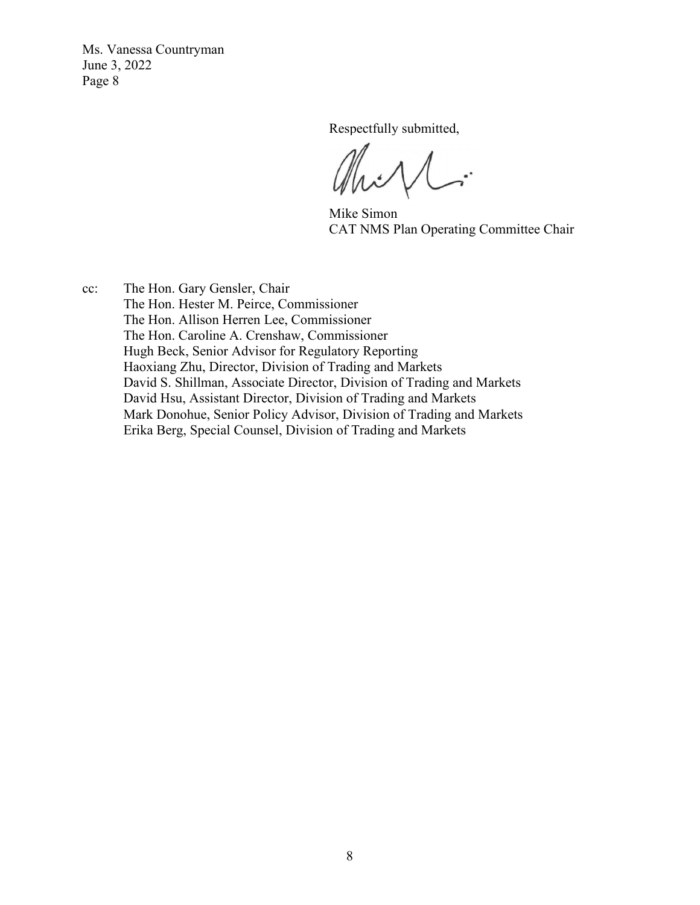Respectfully submitted,

Mike Simon
CAT NMS Plan Operating Committee Chair

cc: The Hon. Gary Gensler, Chair
The Hon. Hester M. Peirce, Commissioner
The Hon. Allison Herren Lee, Commissioner
The Hon. Caroline A. Crenshaw, Commissioner
Hugh Beck, Senior Advisor for Regulatory Reporting
Haoxiang Zhu, Director, Division of Trading and Markets
David S. Shillman, Associate Director, Division of Trading and Markets
David Hsu, Assistant Director, Division of Trading and Markets
Mark Donohue, Senior Policy Advisor, Division of Trading and Markets
Erika Berg, Special Counsel, Division of Trading and Markets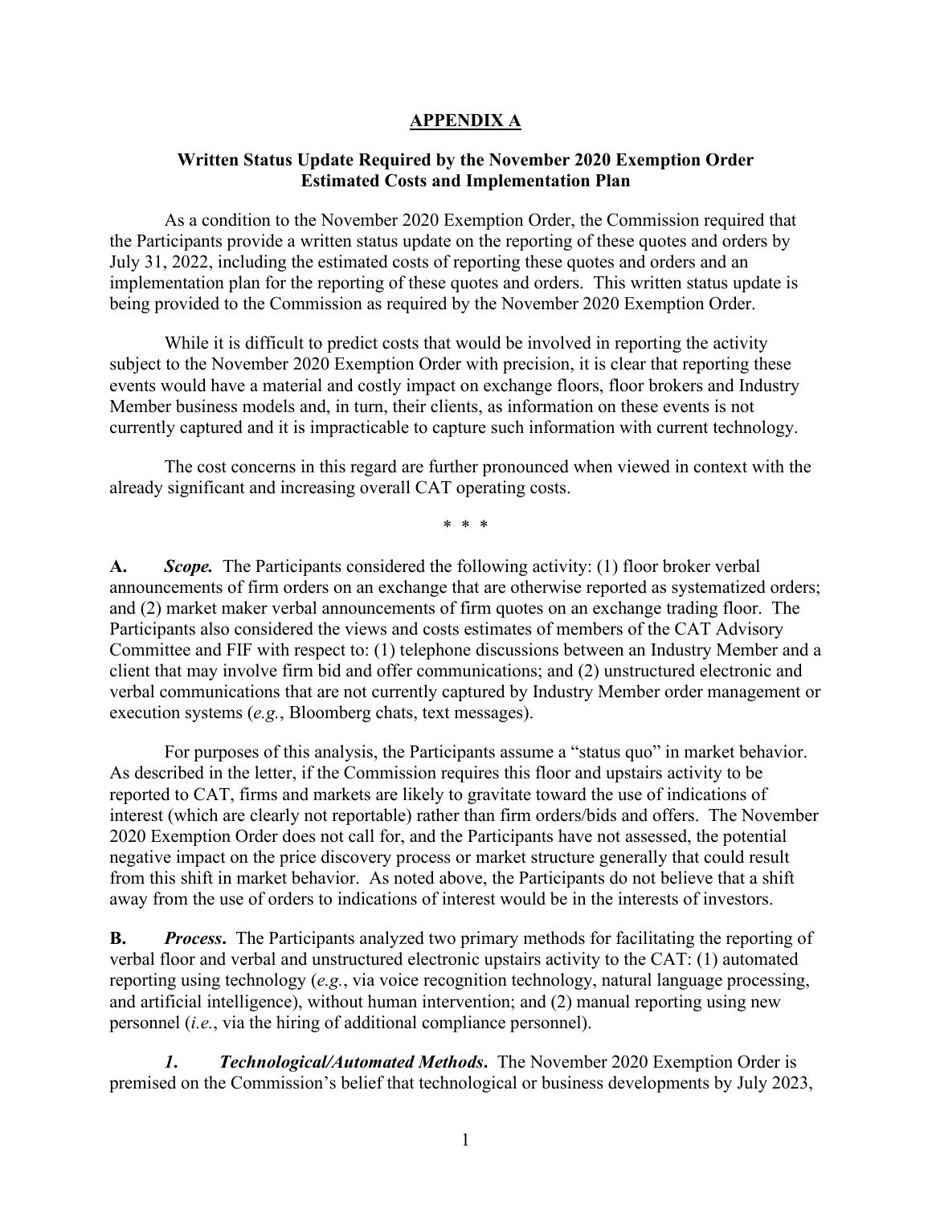# APPENDIX A

## Written Status Update Required by the November 2020 Exemption Order Estimated Costs and Implementation Plan

As a condition to the November 2020 Exemption Order, the Commission required that the Participants provide a written status update on the reporting of these quotes and orders by July 31, 2022, including the estimated costs of reporting these quotes and orders and an implementation plan for the reporting of these quotes and orders. This written status update is being provided to the Commission as required by the November 2020 Exemption Order.

While it is difficult to predict costs that would be involved in reporting the activity subject to the November 2020 Exemption Order with precision, it is clear that reporting these events would have a material and costly impact on exchange floors, floor brokers and Industry Member business models and, in turn, their clients, as information on these events is not currently captured and it is impracticable to capture such information with current technology.

The cost concerns in this regard are further pronounced when viewed in context with the already significant and increasing overall CAT operating costs.

\* \* \*

**A.** ***Scope.*** The Participants considered the following activity: (1) floor broker verbal announcements of firm orders on an exchange that are otherwise reported as systematized orders; and (2) market maker verbal announcements of firm quotes on an exchange trading floor. The Participants also considered the views and costs estimates of members of the CAT Advisory Committee and FIF with respect to: (1) telephone discussions between an Industry Member and a client that may involve firm bid and offer communications; and (2) unstructured electronic and verbal communications that are not currently captured by Industry Member order management or execution systems (*e.g.*, Bloomberg chats, text messages).

For purposes of this analysis, the Participants assume a "status quo" in market behavior. As described in the letter, if the Commission requires this floor and upstairs activity to be reported to CAT, firms and markets are likely to gravitate toward the use of indications of interest (which are clearly not reportable) rather than firm orders/bids and offers. The November 2020 Exemption Order does not call for, and the Participants have not assessed, the potential negative impact on the price discovery process or market structure generally that could result from this shift in market behavior. As noted above, the Participants do not believe that a shift away from the use of orders to indications of interest would be in the interests of investors.

**B.** ***Process*****.** The Participants analyzed two primary methods for facilitating the reporting of verbal floor and verbal and unstructured electronic upstairs activity to the CAT: (1) automated reporting using technology (*e.g.*, via voice recognition technology, natural language processing, and artificial intelligence), without human intervention; and (2) manual reporting using new personnel (*i.e.*, via the hiring of additional compliance personnel).

***1. Technological/Automated Methods*****.** The November 2020 Exemption Order is premised on the Commission's belief that technological or business developments by July 2023,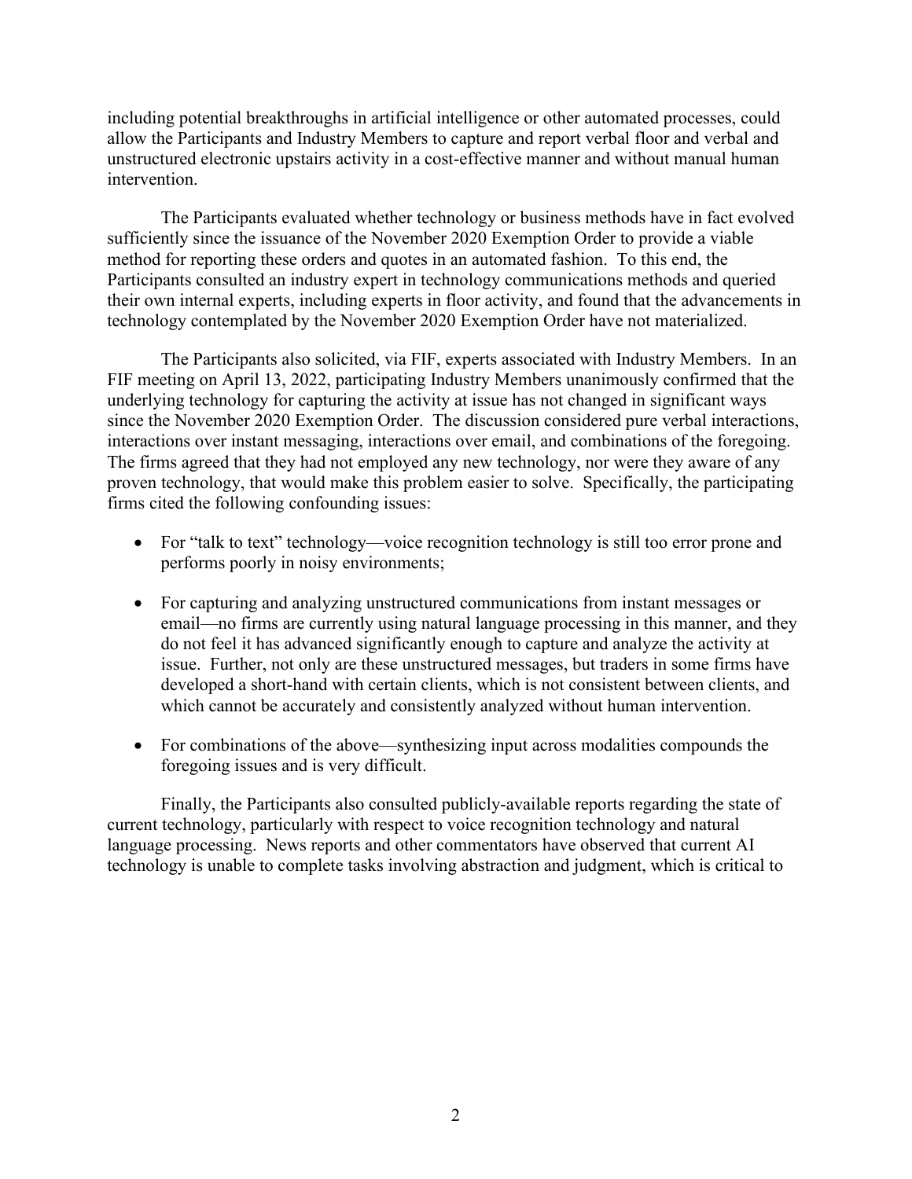including potential breakthroughs in artificial intelligence or other automated processes, could allow the Participants and Industry Members to capture and report verbal floor and verbal and unstructured electronic upstairs activity in a cost-effective manner and without manual human intervention.

The Participants evaluated whether technology or business methods have in fact evolved sufficiently since the issuance of the November 2020 Exemption Order to provide a viable method for reporting these orders and quotes in an automated fashion. To this end, the Participants consulted an industry expert in technology communications methods and queried their own internal experts, including experts in floor activity, and found that the advancements in technology contemplated by the November 2020 Exemption Order have not materialized.

The Participants also solicited, via FIF, experts associated with Industry Members. In an FIF meeting on April 13, 2022, participating Industry Members unanimously confirmed that the underlying technology for capturing the activity at issue has not changed in significant ways since the November 2020 Exemption Order. The discussion considered pure verbal interactions, interactions over instant messaging, interactions over email, and combinations of the foregoing. The firms agreed that they had not employed any new technology, nor were they aware of any proven technology, that would make this problem easier to solve. Specifically, the participating firms cited the following confounding issues:

- For "talk to text" technology—voice recognition technology is still too error prone and performs poorly in noisy environments;

- For capturing and analyzing unstructured communications from instant messages or email—no firms are currently using natural language processing in this manner, and they do not feel it has advanced significantly enough to capture and analyze the activity at issue. Further, not only are these unstructured messages, but traders in some firms have developed a short-hand with certain clients, which is not consistent between clients, and which cannot be accurately and consistently analyzed without human intervention.

- For combinations of the above—synthesizing input across modalities compounds the foregoing issues and is very difficult.

Finally, the Participants also consulted publicly-available reports regarding the state of current technology, particularly with respect to voice recognition technology and natural language processing. News reports and other commentators have observed that current AI technology is unable to complete tasks involving abstraction and judgment, which is critical to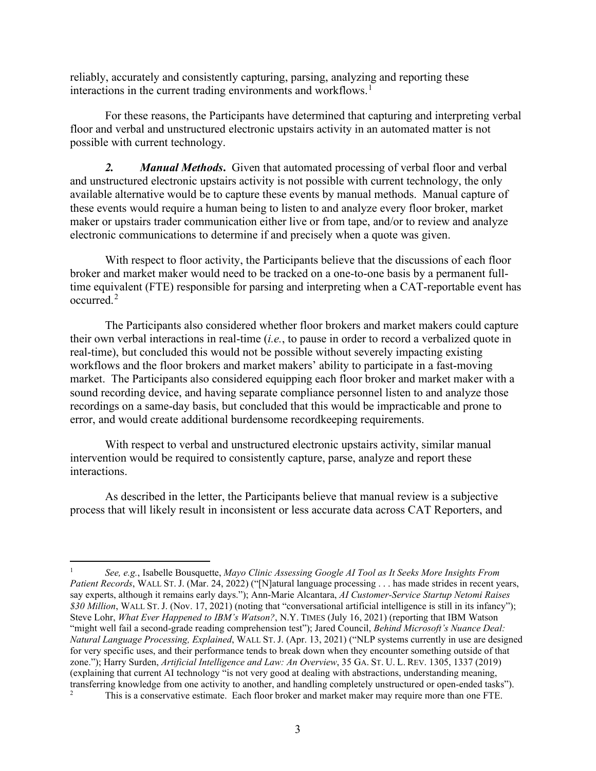reliably, accurately and consistently capturing, parsing, analyzing and reporting these interactions in the current trading environments and workflows.[1]

For these reasons, the Participants have determined that capturing and interpreting verbal floor and verbal and unstructured electronic upstairs activity in an automated matter is not possible with current technology.

***2. Manual Methods*.** Given that automated processing of verbal floor and verbal and unstructured electronic upstairs activity is not possible with current technology, the only available alternative would be to capture these events by manual methods. Manual capture of these events would require a human being to listen to and analyze every floor broker, market maker or upstairs trader communication either live or from tape, and/or to review and analyze electronic communications to determine if and precisely when a quote was given.

With respect to floor activity, the Participants believe that the discussions of each floor broker and market maker would need to be tracked on a one-to-one basis by a permanent full-time equivalent (FTE) responsible for parsing and interpreting when a CAT-reportable event has occurred.[2]

The Participants also considered whether floor brokers and market makers could capture their own verbal interactions in real-time (*i.e.*, to pause in order to record a verbalized quote in real-time), but concluded this would not be possible without severely impacting existing workflows and the floor brokers and market makers' ability to participate in a fast-moving market. The Participants also considered equipping each floor broker and market maker with a sound recording device, and having separate compliance personnel listen to and analyze those recordings on a same-day basis, but concluded that this would be impracticable and prone to error, and would create additional burdensome recordkeeping requirements.

With respect to verbal and unstructured electronic upstairs activity, similar manual intervention would be required to consistently capture, parse, analyze and report these interactions.

As described in the letter, the Participants believe that manual review is a subjective process that will likely result in inconsistent or less accurate data across CAT Reporters, and

---

[1] *See, e.g.*, Isabelle Bousquette, *Mayo Clinic Assessing Google AI Tool as It Seeks More Insights From Patient Records*, WALL ST. J. (Mar. 24, 2022) ("[N]atural language processing . . . has made strides in recent years, say experts, although it remains early days."); Ann-Marie Alcantara, *AI Customer-Service Startup Netomi Raises $30 Million*, WALL ST. J. (Nov. 17, 2021) (noting that "conversational artificial intelligence is still in its infancy"); Steve Lohr, *What Ever Happened to IBM's Watson?*, N.Y. TIMES (July 16, 2021) (reporting that IBM Watson "might well fail a second-grade reading comprehension test"); Jared Council, *Behind Microsoft's Nuance Deal: Natural Language Processing, Explained*, WALL ST. J. (Apr. 13, 2021) ("NLP systems currently in use are designed for very specific uses, and their performance tends to break down when they encounter something outside of that zone."); Harry Surden, *Artificial Intelligence and Law: An Overview*, 35 GA. ST. U. L. REV. 1305, 1337 (2019) (explaining that current AI technology "is not very good at dealing with abstractions, understanding meaning, transferring knowledge from one activity to another, and handling completely unstructured or open-ended tasks").

[2] This is a conservative estimate. Each floor broker and market maker may require more than one FTE.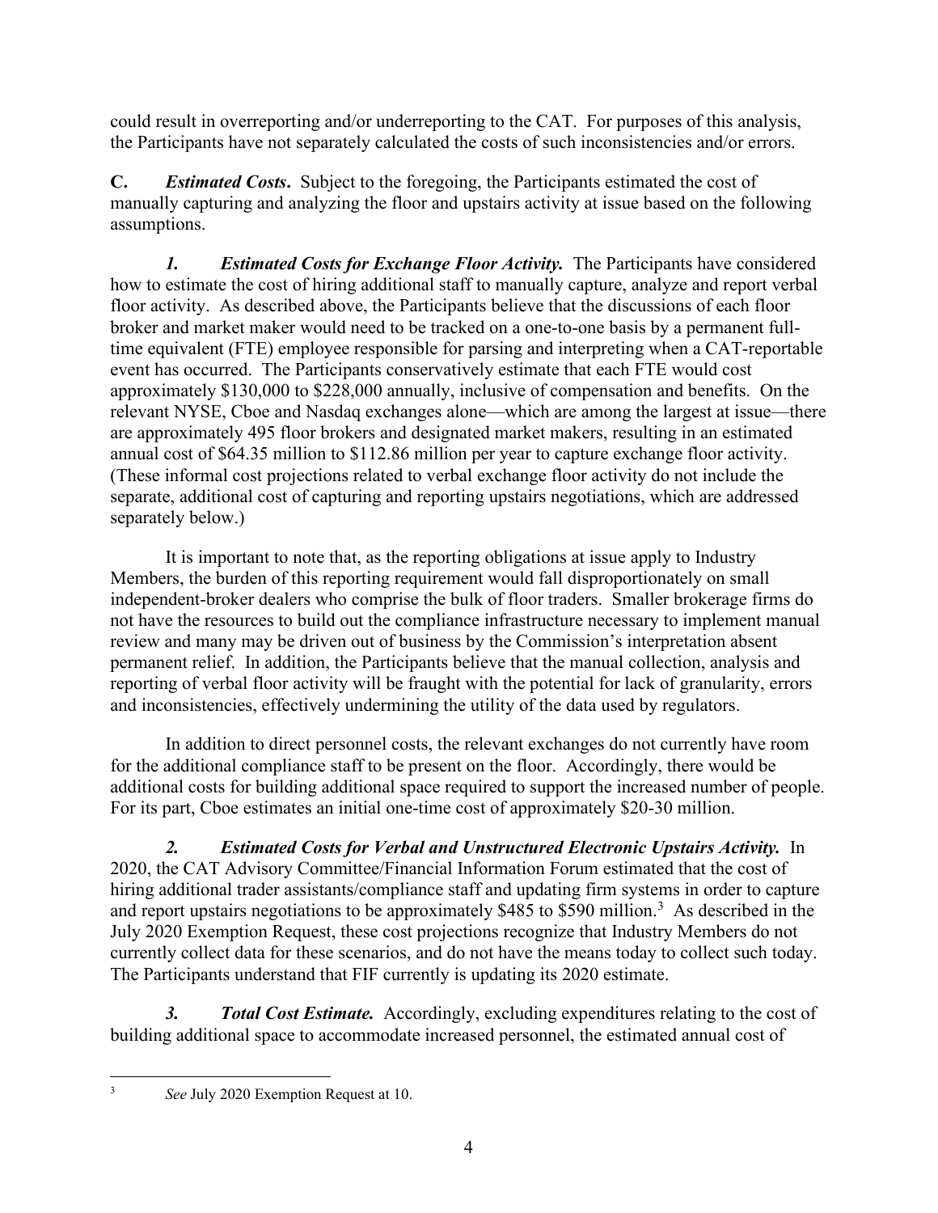could result in overreporting and/or underreporting to the CAT. For purposes of this analysis, the Participants have not separately calculated the costs of such inconsistencies and/or errors.

**C.** ***Estimated Costs*****.** Subject to the foregoing, the Participants estimated the cost of manually capturing and analyzing the floor and upstairs activity at issue based on the following assumptions.

***1. Estimated Costs for Exchange Floor Activity.*** The Participants have considered how to estimate the cost of hiring additional staff to manually capture, analyze and report verbal floor activity. As described above, the Participants believe that the discussions of each floor broker and market maker would need to be tracked on a one-to-one basis by a permanent full-time equivalent (FTE) employee responsible for parsing and interpreting when a CAT-reportable event has occurred. The Participants conservatively estimate that each FTE would cost approximately $130,000 to $228,000 annually, inclusive of compensation and benefits. On the relevant NYSE, Cboe and Nasdaq exchanges alone—which are among the largest at issue—there are approximately 495 floor brokers and designated market makers, resulting in an estimated annual cost of $64.35 million to $112.86 million per year to capture exchange floor activity. (These informal cost projections related to verbal exchange floor activity do not include the separate, additional cost of capturing and reporting upstairs negotiations, which are addressed separately below.)

It is important to note that, as the reporting obligations at issue apply to Industry Members, the burden of this reporting requirement would fall disproportionately on small independent-broker dealers who comprise the bulk of floor traders. Smaller brokerage firms do not have the resources to build out the compliance infrastructure necessary to implement manual review and many may be driven out of business by the Commission's interpretation absent permanent relief. In addition, the Participants believe that the manual collection, analysis and reporting of verbal floor activity will be fraught with the potential for lack of granularity, errors and inconsistencies, effectively undermining the utility of the data used by regulators.

In addition to direct personnel costs, the relevant exchanges do not currently have room for the additional compliance staff to be present on the floor. Accordingly, there would be additional costs for building additional space required to support the increased number of people. For its part, Cboe estimates an initial one-time cost of approximately $20-30 million.

***2. Estimated Costs for Verbal and Unstructured Electronic Upstairs Activity.*** In 2020, the CAT Advisory Committee/Financial Information Forum estimated that the cost of hiring additional trader assistants/compliance staff and updating firm systems in order to capture and report upstairs negotiations to be approximately $485 to $590 million.[3] As described in the July 2020 Exemption Request, these cost projections recognize that Industry Members do not currently collect data for these scenarios, and do not have the means today to collect such today. The Participants understand that FIF currently is updating its 2020 estimate.

***3. Total Cost Estimate.*** Accordingly, excluding expenditures relating to the cost of building additional space to accommodate increased personnel, the estimated annual cost of

---

[3] *See* July 2020 Exemption Request at 10.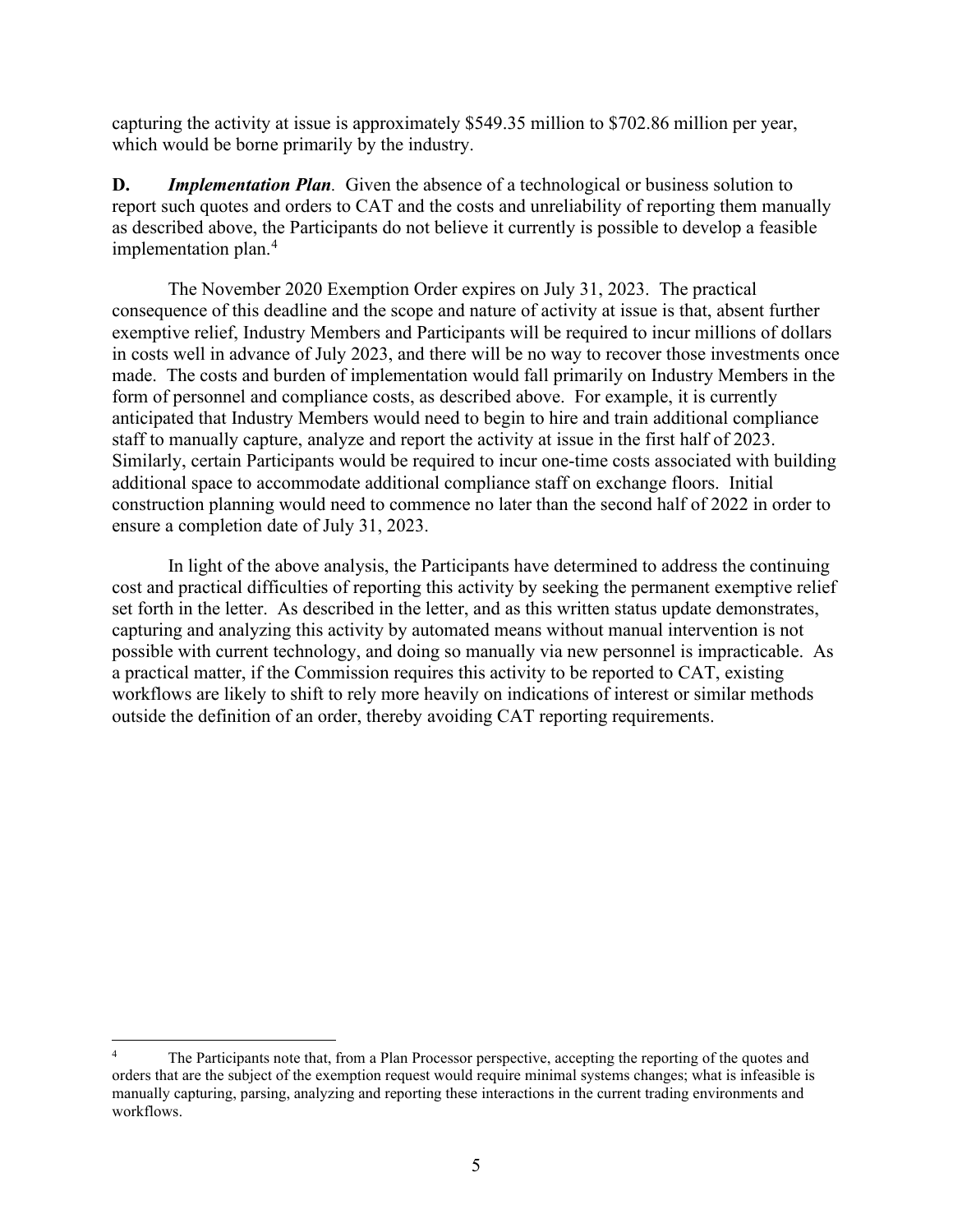capturing the activity at issue is approximately $549.35 million to $702.86 million per year, which would be borne primarily by the industry.

**D.** ***Implementation Plan***. Given the absence of a technological or business solution to report such quotes and orders to CAT and the costs and unreliability of reporting them manually as described above, the Participants do not believe it currently is possible to develop a feasible implementation plan.[4]

The November 2020 Exemption Order expires on July 31, 2023. The practical consequence of this deadline and the scope and nature of activity at issue is that, absent further exemptive relief, Industry Members and Participants will be required to incur millions of dollars in costs well in advance of July 2023, and there will be no way to recover those investments once made. The costs and burden of implementation would fall primarily on Industry Members in the form of personnel and compliance costs, as described above. For example, it is currently anticipated that Industry Members would need to begin to hire and train additional compliance staff to manually capture, analyze and report the activity at issue in the first half of 2023. Similarly, certain Participants would be required to incur one-time costs associated with building additional space to accommodate additional compliance staff on exchange floors. Initial construction planning would need to commence no later than the second half of 2022 in order to ensure a completion date of July 31, 2023.

In light of the above analysis, the Participants have determined to address the continuing cost and practical difficulties of reporting this activity by seeking the permanent exemptive relief set forth in the letter. As described in the letter, and as this written status update demonstrates, capturing and analyzing this activity by automated means without manual intervention is not possible with current technology, and doing so manually via new personnel is impracticable. As a practical matter, if the Commission requires this activity to be reported to CAT, existing workflows are likely to shift to rely more heavily on indications of interest or similar methods outside the definition of an order, thereby avoiding CAT reporting requirements.

[4] The Participants note that, from a Plan Processor perspective, accepting the reporting of the quotes and orders that are the subject of the exemption request would require minimal systems changes; what is infeasible is manually capturing, parsing, analyzing and reporting these interactions in the current trading environments and workflows.